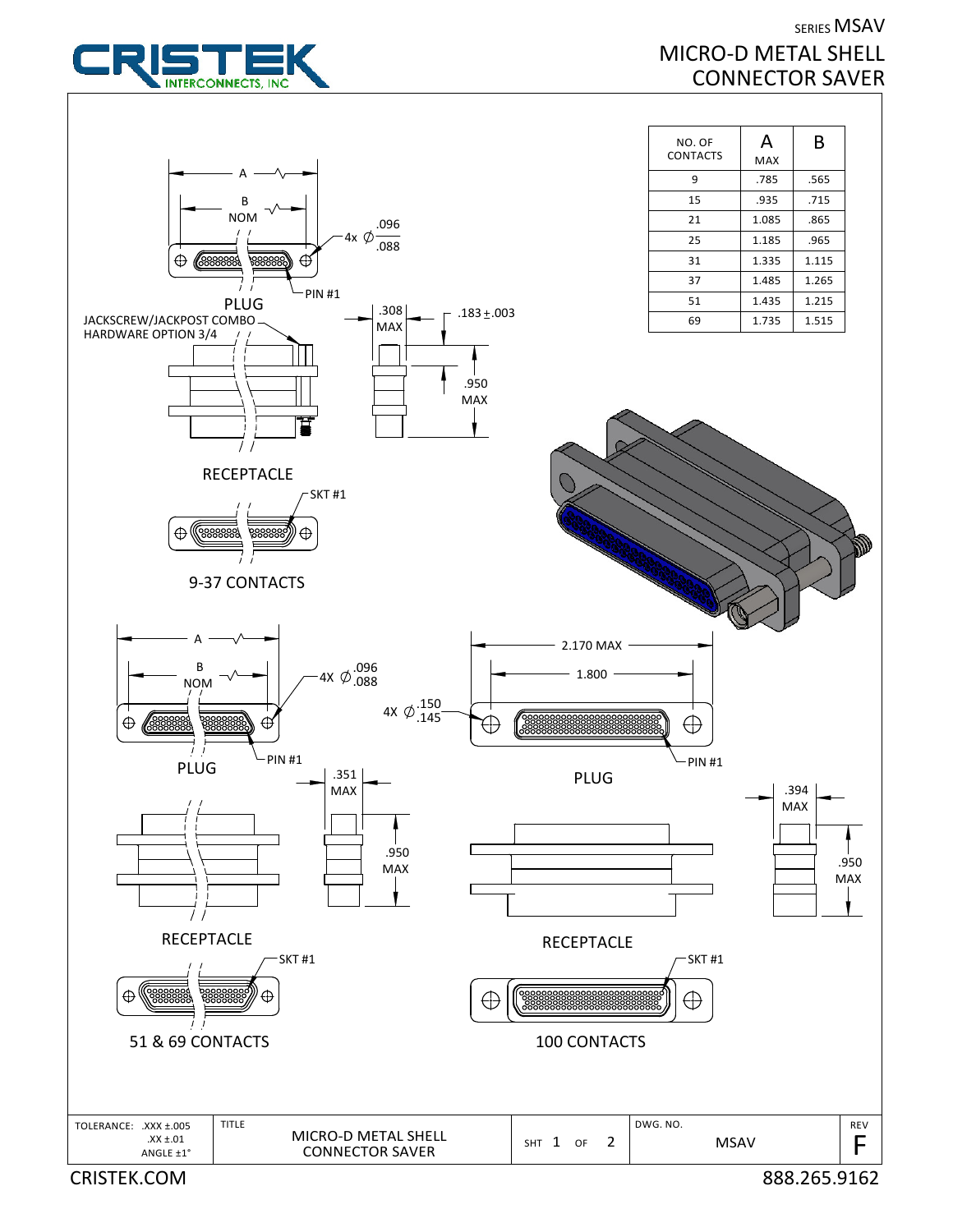SERIES MSAV

# MICRO-D METAL SHELL CONNECTOR SAVER

| NO. OF CONTACTS | A MAX | B |
|---|---|---|
| 9 | .785 | .565 |
| 15 | .935 | .715 |
| 21 | 1.085 | .865 |
| 25 | 1.185 | .965 |
| 31 | 1.335 | 1.115 |
| 37 | 1.485 | 1.265 |
| 51 | 1.435 | 1.215 |
| 69 | 1.735 | 1.515 |

## 9-37 CONTACTS

PLUG

A

B NOM

4x Ø .096/.088

PIN #1

JACKSCREW/JACKPOST COMBO HARDWARE OPTION 3/4

.308 MAX

.183 ± .003

.950 MAX

RECEPTACLE

SKT #1

## 51 & 69 CONTACTS

PLUG

A

B NOM

4X Ø .096/.088

PIN #1

.351 MAX

.950 MAX

RECEPTACLE

SKT #1

## 100 CONTACTS

PLUG

2.170 MAX

1.800

4X Ø .150/.145

PIN #1

.394 MAX

.950 MAX

RECEPTACLE

SKT #1

| TOLERANCE: .XXX ±.005, .XX ±.01, ANGLE ±1° | TITLE: MICRO-D METAL SHELL CONNECTOR SAVER | SHT 1 OF 2 | DWG. NO. MSAV | REV F |
|---|---|---|---|---|

CRISTEK.COM

888.265.9162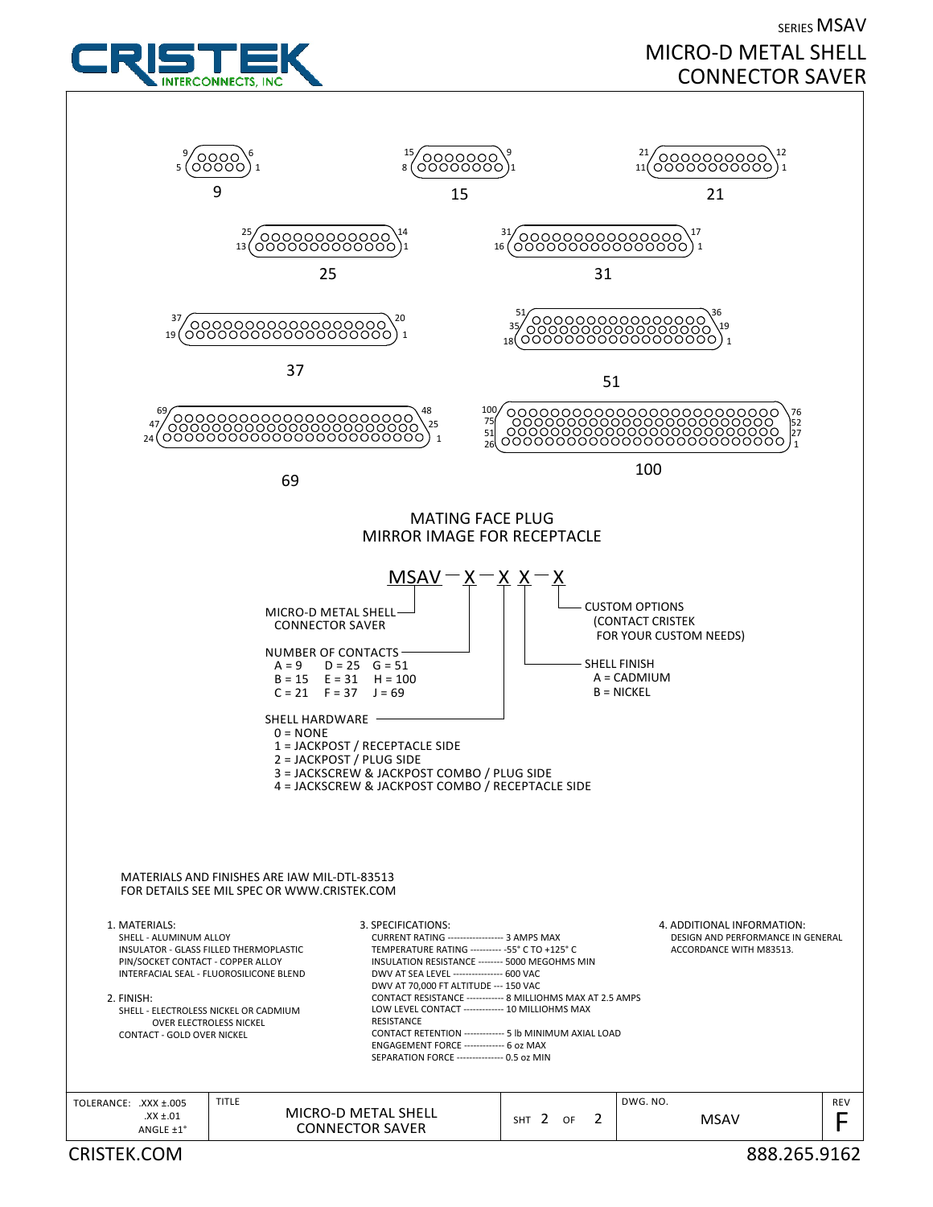SERIES MSAV

# MICRO-D METAL SHELL CONNECTOR SAVER

9 6 5 1

9

15 9 8 1

15

21 12 11 1

21

25 14 13 1

25

31 17 16 1

31

37 20 19 1

37

51 36 35 19 18 1

51

69 48 47 25 24 1

69

100 76 75 52 51 27 26 1

100

MATING FACE PLUG
MIRROR IMAGE FOR RECEPTACLE

MSAV — X — X X — X

MICRO-D METAL SHELL CONNECTOR SAVER

NUMBER OF CONTACTS
- A = 9  D = 25  G = 51
- B = 15  E = 31  H = 100
- C = 21  F = 37  J = 69

SHELL HARDWARE
- 0 = NONE
- 1 = JACKPOST / RECEPTACLE SIDE
- 2 = JACKPOST / PLUG SIDE
- 3 = JACKSCREW & JACKPOST COMBO / PLUG SIDE
- 4 = JACKSCREW & JACKPOST COMBO / RECEPTACLE SIDE

CUSTOM OPTIONS (CONTACT CRISTEK FOR YOUR CUSTOM NEEDS)

SHELL FINISH
- A = CADMIUM
- B = NICKEL

MATERIALS AND FINISHES ARE IAW MIL-DTL-83513
FOR DETAILS SEE MIL SPEC OR WWW.CRISTEK.COM

1. MATERIALS:
   - SHELL - ALUMINUM ALLOY
   - INSULATOR - GLASS FILLED THERMOPLASTIC
   - PIN/SOCKET CONTACT - COPPER ALLOY
   - INTERFACIAL SEAL - FLUOROSILICONE BLEND

2. FINISH:
   - SHELL - ELECTROLESS NICKEL OR CADMIUM OVER ELECTROLESS NICKEL
   - CONTACT - GOLD OVER NICKEL

3. SPECIFICATIONS:
   - CURRENT RATING ------------------ 3 AMPS MAX
   - TEMPERATURE RATING ---------- -55° C TO +125° C
   - INSULATION RESISTANCE -------- 5000 MEGOHMS MIN
   - DWV AT SEA LEVEL ---------------- 600 VAC
   - DWV AT 70,000 FT ALTITUDE --- 150 VAC
   - CONTACT RESISTANCE ------------ 8 MILLIOHMS MAX AT 2.5 AMPS
   - LOW LEVEL CONTACT ------------- 10 MILLIOHMS MAX RESISTANCE
   - CONTACT RETENTION ------------- 5 lb MINIMUM AXIAL LOAD
   - ENGAGEMENT FORCE ------------- 6 oz MAX
   - SEPARATION FORCE --------------- 0.5 oz MIN

4. ADDITIONAL INFORMATION:
   - DESIGN AND PERFORMANCE IN GENERAL ACCORDANCE WITH M83513.

| TOLERANCE | TITLE | SHT | DWG. NO. | REV |
|---|---|---|---|---|
| .XXX ±.005<br>.XX ±.01<br>ANGLE ±1° | MICRO-D METAL SHELL CONNECTOR SAVER | 2 OF 2 | MSAV | F |

CRISTEK.COM    888.265.9162